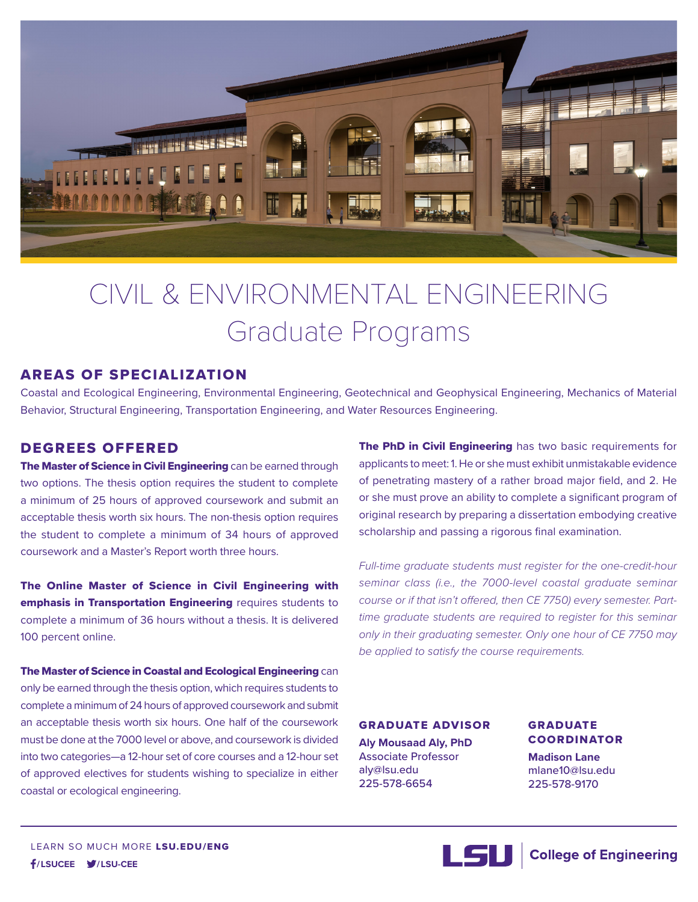# CIVIL & ENVIRONMENTAL ENGINEERING
## Graduate Programs

### AREAS OF SPECIALIZATION

Coastal and Ecological Engineering, Environmental Engineering, Geotechnical and Geophysical Engineering, Mechanics of Material Behavior, Structural Engineering, Transportation Engineering, and Water Resources Engineering.

### DEGREES OFFERED

**The Master of Science in Civil Engineering** can be earned through two options. The thesis option requires the student to complete a minimum of 25 hours of approved coursework and submit an acceptable thesis worth six hours. The non-thesis option requires the student to complete a minimum of 34 hours of approved coursework and a Master's Report worth three hours.

**The Online Master of Science in Civil Engineering with emphasis in Transportation Engineering** requires students to complete a minimum of 36 hours without a thesis. It is delivered 100 percent online.

**The Master of Science in Coastal and Ecological Engineering** can only be earned through the thesis option, which requires students to complete a minimum of 24 hours of approved coursework and submit an acceptable thesis worth six hours. One half of the coursework must be done at the 7000 level or above, and coursework is divided into two categories—a 12-hour set of core courses and a 12-hour set of approved electives for students wishing to specialize in either coastal or ecological engineering.

**The PhD in Civil Engineering** has two basic requirements for applicants to meet: 1. He or she must exhibit unmistakable evidence of penetrating mastery of a rather broad major field, and 2. He or she must prove an ability to complete a significant program of original research by preparing a dissertation embodying creative scholarship and passing a rigorous final examination.

*Full-time graduate students must register for the one-credit-hour seminar class (i.e., the 7000-level coastal graduate seminar course or if that isn't offered, then CE 7750) every semester. Part-time graduate students are required to register for this seminar only in their graduating semester. Only one hour of CE 7750 may be applied to satisfy the course requirements.*

### GRADUATE ADVISOR

**Aly Mousaad Aly, PhD**
Associate Professor
aly@lsu.edu
225-578-6654

### GRADUATE COORDINATOR

**Madison Lane**
mlane10@lsu.edu
225-578-9170

LEARN SO MUCH MORE **LSU.EDU/ENG**
**/LSUCEE** **/LSU-CEE**

**LSU | College of Engineering**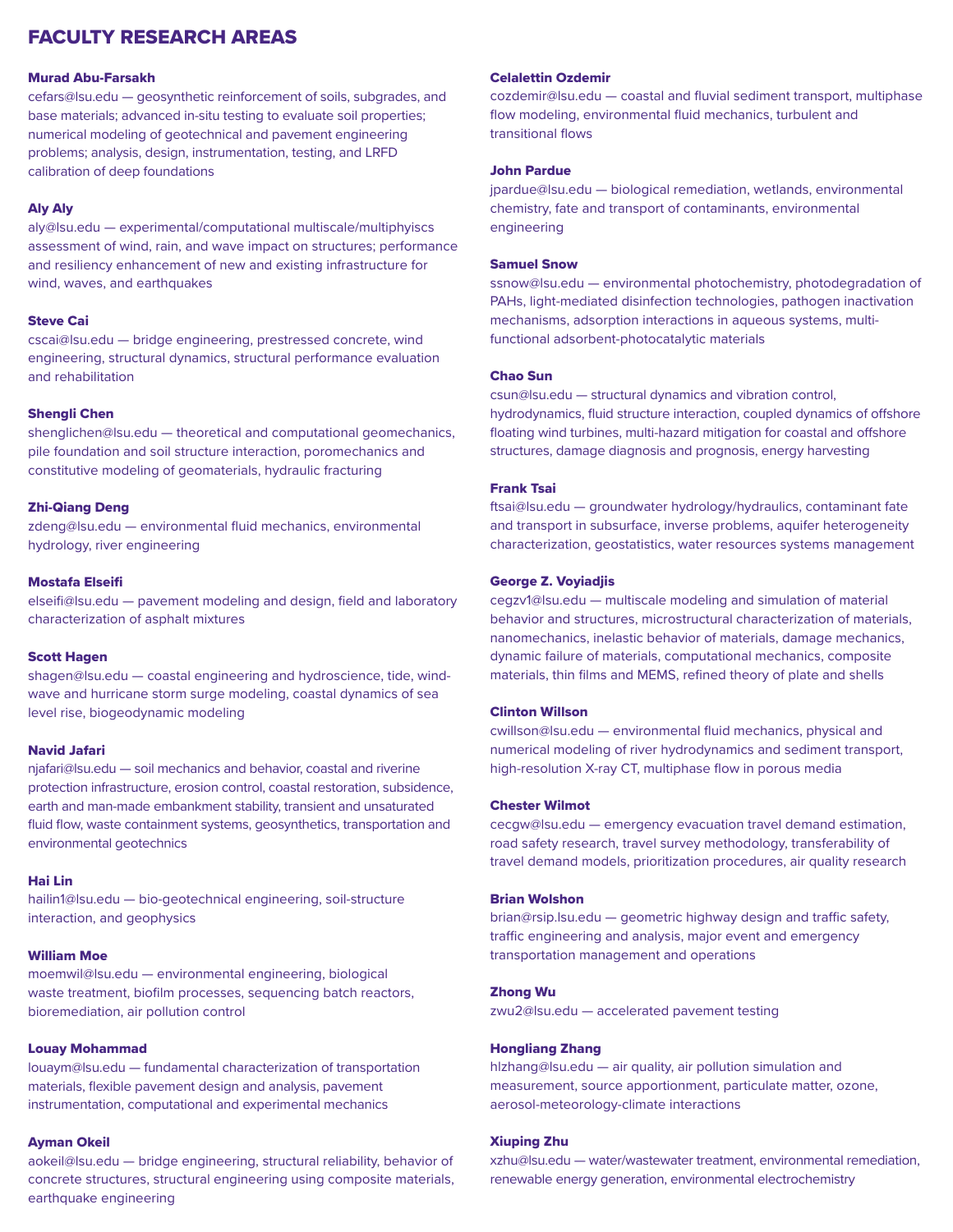# FACULTY RESEARCH AREAS

**Murad Abu-Farsakh**
cefars@lsu.edu — geosynthetic reinforcement of soils, subgrades, and base materials; advanced in-situ testing to evaluate soil properties; numerical modeling of geotechnical and pavement engineering problems; analysis, design, instrumentation, testing, and LRFD calibration of deep foundations

**Aly Aly**
aly@lsu.edu — experimental/computational multiscale/multiphyiscs assessment of wind, rain, and wave impact on structures; performance and resiliency enhancement of new and existing infrastructure for wind, waves, and earthquakes

**Steve Cai**
cscai@lsu.edu — bridge engineering, prestressed concrete, wind engineering, structural dynamics, structural performance evaluation and rehabilitation

**Shengli Chen**
shenglichen@lsu.edu — theoretical and computational geomechanics, pile foundation and soil structure interaction, poromechanics and constitutive modeling of geomaterials, hydraulic fracturing

**Zhi-Qiang Deng**
zdeng@lsu.edu — environmental fluid mechanics, environmental hydrology, river engineering

**Mostafa Elseifi**
elseifi@lsu.edu — pavement modeling and design, field and laboratory characterization of asphalt mixtures

**Scott Hagen**
shagen@lsu.edu — coastal engineering and hydroscience, tide, wind-wave and hurricane storm surge modeling, coastal dynamics of sea level rise, biogeodynamic modeling

**Navid Jafari**
njafari@lsu.edu — soil mechanics and behavior, coastal and riverine protection infrastructure, erosion control, coastal restoration, subsidence, earth and man-made embankment stability, transient and unsaturated fluid flow, waste containment systems, geosynthetics, transportation and environmental geotechnics

**Hai Lin**
hailin1@lsu.edu — bio-geotechnical engineering, soil-structure interaction, and geophysics

**William Moe**
moemwil@lsu.edu — environmental engineering, biological waste treatment, biofilm processes, sequencing batch reactors, bioremediation, air pollution control

**Louay Mohammad**
louaym@lsu.edu — fundamental characterization of transportation materials, flexible pavement design and analysis, pavement instrumentation, computational and experimental mechanics

**Ayman Okeil**
aokeil@lsu.edu — bridge engineering, structural reliability, behavior of concrete structures, structural engineering using composite materials, earthquake engineering

**Celalettin Ozdemir**
cozdemir@lsu.edu — coastal and fluvial sediment transport, multiphase flow modeling, environmental fluid mechanics, turbulent and transitional flows

**John Pardue**
jpardue@lsu.edu — biological remediation, wetlands, environmental chemistry, fate and transport of contaminants, environmental engineering

**Samuel Snow**
ssnow@lsu.edu — environmental photochemistry, photodegradation of PAHs, light-mediated disinfection technologies, pathogen inactivation mechanisms, adsorption interactions in aqueous systems, multi-functional adsorbent-photocatalytic materials

**Chao Sun**
csun@lsu.edu — structural dynamics and vibration control, hydrodynamics, fluid structure interaction, coupled dynamics of offshore floating wind turbines, multi-hazard mitigation for coastal and offshore structures, damage diagnosis and prognosis, energy harvesting

**Frank Tsai**
ftsai@lsu.edu — groundwater hydrology/hydraulics, contaminant fate and transport in subsurface, inverse problems, aquifer heterogeneity characterization, geostatistics, water resources systems management

**George Z. Voyiadjis**
cegzv1@lsu.edu — multiscale modeling and simulation of material behavior and structures, microstructural characterization of materials, nanomechanics, inelastic behavior of materials, damage mechanics, dynamic failure of materials, computational mechanics, composite materials, thin films and MEMS, refined theory of plate and shells

**Clinton Willson**
cwillson@lsu.edu — environmental fluid mechanics, physical and numerical modeling of river hydrodynamics and sediment transport, high-resolution X-ray CT, multiphase flow in porous media

**Chester Wilmot**
cecgw@lsu.edu — emergency evacuation travel demand estimation, road safety research, travel survey methodology, transferability of travel demand models, prioritization procedures, air quality research

**Brian Wolshon**
brian@rsip.lsu.edu — geometric highway design and traffic safety, traffic engineering and analysis, major event and emergency transportation management and operations

**Zhong Wu**
zwu2@lsu.edu — accelerated pavement testing

**Hongliang Zhang**
hlzhang@lsu.edu — air quality, air pollution simulation and measurement, source apportionment, particulate matter, ozone, aerosol-meteorology-climate interactions

**Xiuping Zhu**
xzhu@lsu.edu — water/wastewater treatment, environmental remediation, renewable energy generation, environmental electrochemistry